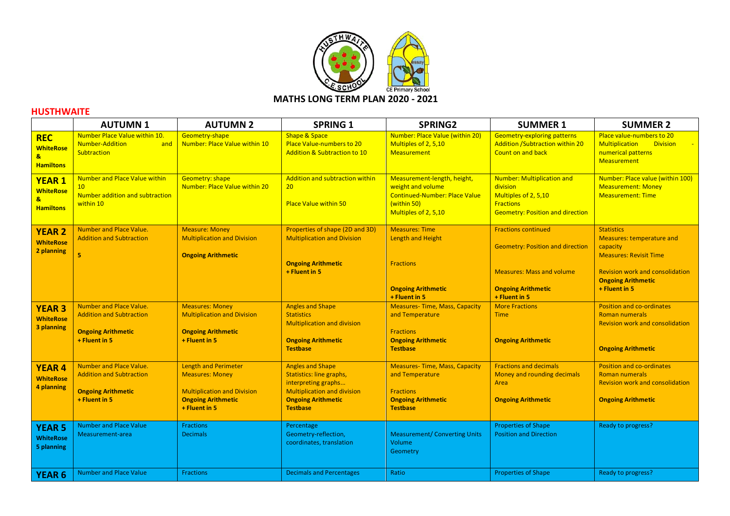# MATHS LONG TERM PLAN 2020 - 2021

## HUSTHWAITE

| | AUTUMN 1 | AUTUMN 2 | SPRING 1 | SPRING2 | SUMMER 1 | SUMMER 2 |
|---|---|---|---|---|---|---|
| **REC WhiteRose & Hamiltons** | Number Place Value within 10. Number-Addition and Subtraction | Geometry-shape Number: Place Value within 10 | Shape & Space Place Value-numbers to 20 Addition & Subtraction to 10 | Number: Place Value (within 20) Multiples of 2, 5,10 Measurement | Geometry-exploring patterns Addition /Subtraction within 20 Count on and back | Place value-numbers to 20 Multiplication Division - numerical patterns Measurement |
| **YEAR 1 WhiteRose & Hamiltons** | Number and Place Value within 10 Number addition and subtraction within 10 | Geometry: shape Number: Place Value within 20 | Addition and subtraction within 20 Place Value within 50 | Measurement-length, height, weight and volume Continued-Number: Place Value (within 50) Multiples of 2, 5,10 | Number: Multiplication and division Multiples of 2, 5,10 Fractions Geometry: Position and direction | Number: Place value (within 100) Measurement: Money Measurement: Time |
| **YEAR 2 WhiteRose 2 planning** | Number and Place Value. Addition and Subtraction **5** | Measure: Money Multiplication and Division **Ongoing Arithmetic** | Properties of shape (2D and 3D) Multiplication and Division **Ongoing Arithmetic + Fluent in 5** | Measures: Time Length and Height Fractions **Ongoing Arithmetic + Fluent in 5** | Fractions continued Geometry: Position and direction Measures: Mass and volume **Ongoing Arithmetic + Fluent in 5** | Statistics Measures: temperature and capacity Measures: Revisit Time Revision work and consolidation **Ongoing Arithmetic + Fluent in 5** |
| **YEAR 3 WhiteRose 3 planning** | Number and Place Value. Addition and Subtraction **Ongoing Arithmetic + Fluent in 5** | Measures: Money Multiplication and Division **Ongoing Arithmetic + Fluent in 5** | Angles and Shape Statistics Multiplication and division **Ongoing Arithmetic Testbase** | Measures- Time, Mass, Capacity and Temperature Fractions **Ongoing Arithmetic Testbase** | More Fractions Time **Ongoing Arithmetic** | Position and co-ordinates Roman numerals Revision work and consolidation **Ongoing Arithmetic** |
| **YEAR 4 WhiteRose 4 planning** | Number and Place Value. Addition and Subtraction **Ongoing Arithmetic + Fluent in 5** | Length and Perimeter Measures: Money Multiplication and Division **Ongoing Arithmetic + Fluent in 5** | Angles and Shape Statistics: line graphs, interpreting graphs... Multiplication and division **Ongoing Arithmetic Testbase** | Measures- Time, Mass, Capacity and Temperature Fractions **Ongoing Arithmetic Testbase** | Fractions and decimals Money and rounding decimals Area **Ongoing Arithmetic** | Position and co-ordinates Roman numerals Revision work and consolidation **Ongoing Arithmetic** |
| **YEAR 5 WhiteRose 5 planning** | Number and Place Value Measurement-area | Fractions Decimals | Percentage Geometry-reflection, coordinates, translation | Measurement/ Converting Units Volume Geometry | Properties of Shape Position and Direction | Ready to progress? |
| **YEAR 6** | Number and Place Value | Fractions | Decimals and Percentages | Ratio | Properties of Shape | Ready to progress? |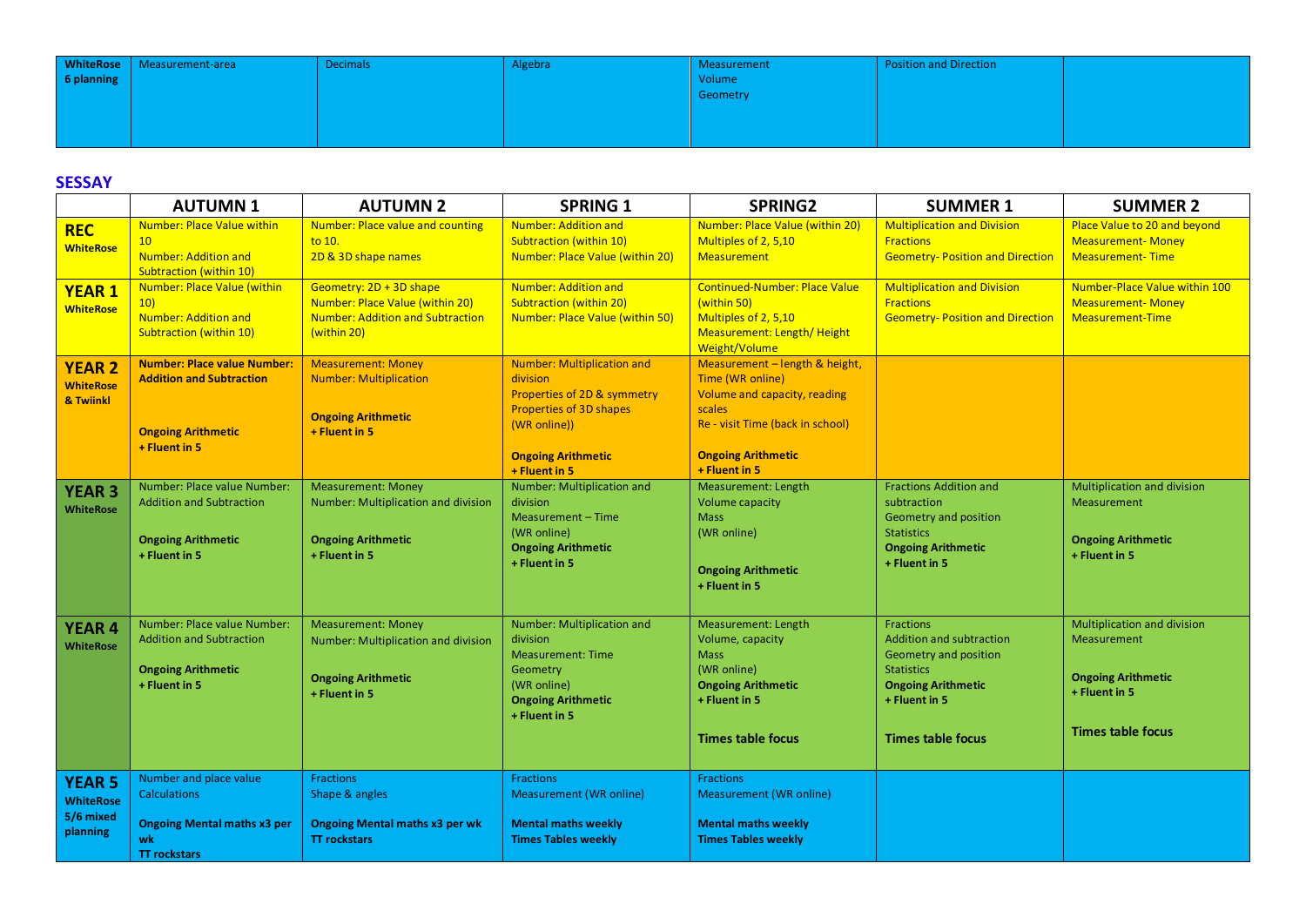| WhiteRose 6 planning | Measurement-area | Decimals | Algebra | Measurement<br>Volume<br>Geometry | Position and Direction | |
|---|---|---|---|---|---|---|

## SESSAY

| | AUTUMN 1 | AUTUMN 2 | SPRING 1 | SPRING2 | SUMMER 1 | SUMMER 2 |
|---|---|---|---|---|---|---|
| **REC**<br>**WhiteRose** | Number: Place Value within 10<br>Number: Addition and Subtraction (within 10) | Number: Place value and counting to 10.<br>2D & 3D shape names | Number: Addition and Subtraction (within 10)<br>Number: Place Value (within 20) | Number: Place Value (within 20)<br>Multiples of 2, 5,10<br>Measurement | Multiplication and Division<br>Fractions<br>Geometry- Position and Direction | Place Value to 20 and beyond<br>Measurement- Money<br>Measurement- Time |
| **YEAR 1**<br>**WhiteRose** | Number: Place Value (within 10)<br>Number: Addition and Subtraction (within 10) | Geometry: 2D + 3D shape<br>Number: Place Value (within 20)<br>Number: Addition and Subtraction (within 20) | Number: Addition and Subtraction (within 20)<br>Number: Place Value (within 50) | Continued-Number: Place Value (within 50)<br>Multiples of 2, 5,10<br>Measurement: Length/ Height Weight/Volume | Multiplication and Division<br>Fractions<br>Geometry- Position and Direction | Number-Place Value within 100<br>Measurement- Money<br>Measurement-Time |
| **YEAR 2**<br>**WhiteRose & Twiinkl** | **Number: Place value Number: Addition and Subtraction**<br><br>**Ongoing Arithmetic**<br>**+ Fluent in 5** | Measurement: Money<br>Number: Multiplication<br><br>**Ongoing Arithmetic**<br>**+ Fluent in 5** | Number: Multiplication and division<br>Properties of 2D & symmetry<br>Properties of 3D shapes<br>(WR online))<br><br>**Ongoing Arithmetic**<br>**+ Fluent in 5** | Measurement – length & height, Time (WR online)<br>Volume and capacity, reading scales<br>Re - visit Time (back in school)<br><br>**Ongoing Arithmetic**<br>**+ Fluent in 5** | | |
| **YEAR 3**<br>**WhiteRose** | Number: Place value Number: Addition and Subtraction<br><br>**Ongoing Arithmetic**<br>**+ Fluent in 5** | Measurement: Money<br>Number: Multiplication and division<br><br>**Ongoing Arithmetic**<br>**+ Fluent in 5** | Number: Multiplication and division<br>Measurement – Time<br>(WR online)<br>**Ongoing Arithmetic**<br>**+ Fluent in 5** | Measurement: Length<br>Volume capacity<br>Mass<br>(WR online)<br><br>**Ongoing Arithmetic**<br>**+ Fluent in 5** | Fractions Addition and subtraction<br>Geometry and position<br>Statistics<br>**Ongoing Arithmetic**<br>**+ Fluent in 5** | Multiplication and division<br>Measurement<br><br>**Ongoing Arithmetic**<br>**+ Fluent in 5** |
| **YEAR 4**<br>**WhiteRose** | Number: Place value Number: Addition and Subtraction<br><br>**Ongoing Arithmetic**<br>**+ Fluent in 5** | Measurement: Money<br>Number: Multiplication and division<br><br>**Ongoing Arithmetic**<br>**+ Fluent in 5** | Number: Multiplication and division<br>Measurement: Time<br>Geometry<br>(WR online)<br>**Ongoing Arithmetic**<br>**+ Fluent in 5** | Measurement: Length<br>Volume, capacity<br>Mass<br>(WR online)<br>**Ongoing Arithmetic**<br>**+ Fluent in 5**<br><br>**Times table focus** | Fractions<br>Addition and subtraction<br>Geometry and position<br>Statistics<br>**Ongoing Arithmetic**<br>**+ Fluent in 5**<br><br>**Times table focus** | Multiplication and division<br>Measurement<br><br>**Ongoing Arithmetic**<br>**+ Fluent in 5**<br><br>**Times table focus** |
| **YEAR 5**<br>**WhiteRose 5/6 mixed planning** | Number and place value<br>Calculations<br><br>**Ongoing Mental maths x3 per wk**<br>**TT rockstars** | Fractions<br>Shape & angles<br><br>**Ongoing Mental maths x3 per wk**<br>**TT rockstars** | Fractions<br>Measurement (WR online)<br><br>**Mental maths weekly**<br>**Times Tables weekly** | Fractions<br>Measurement (WR online)<br><br>**Mental maths weekly**<br>**Times Tables weekly** | | |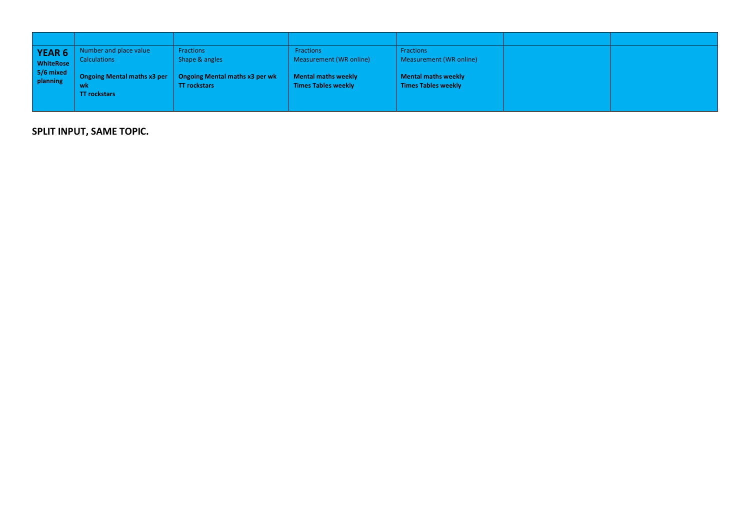| | | | | | | |
|---|---|---|---|---|---|---|
| **YEAR 6** **WhiteRose** **5/6 mixed planning** | Number and place value<br>Calculations<br><br>**Ongoing Mental maths x3 per wk**<br>**TT rockstars** | Fractions<br>Shape & angles<br><br>**Ongoing Mental maths x3 per wk**<br>**TT rockstars** | Fractions<br>Measurement (WR online)<br><br>**Mental maths weekly**<br>**Times Tables weekly** | Fractions<br>Measurement (WR online)<br><br>**Mental maths weekly**<br>**Times Tables weekly** | | |

**SPLIT INPUT, SAME TOPIC.**